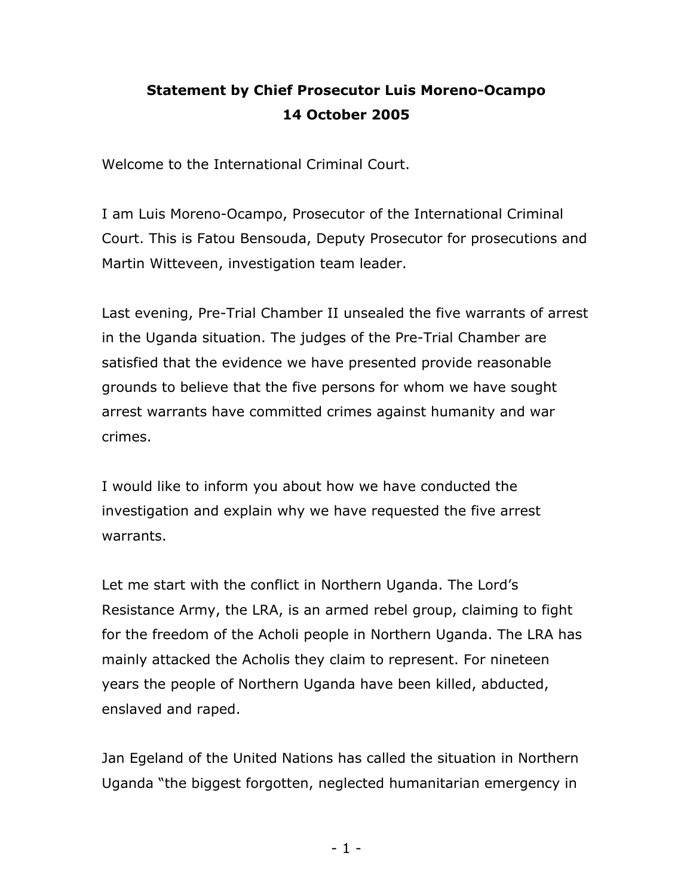**Statement by Chief Prosecutor Luis Moreno-Ocampo**
**14 October 2005**

Welcome to the International Criminal Court.

I am Luis Moreno-Ocampo, Prosecutor of the International Criminal Court. This is Fatou Bensouda, Deputy Prosecutor for prosecutions and Martin Witteveen, investigation team leader.

Last evening, Pre-Trial Chamber II unsealed the five warrants of arrest in the Uganda situation. The judges of the Pre-Trial Chamber are satisfied that the evidence we have presented provide reasonable grounds to believe that the five persons for whom we have sought arrest warrants have committed crimes against humanity and war crimes.

I would like to inform you about how we have conducted the investigation and explain why we have requested the five arrest warrants.

Let me start with the conflict in Northern Uganda. The Lord's Resistance Army, the LRA, is an armed rebel group, claiming to fight for the freedom of the Acholi people in Northern Uganda. The LRA has mainly attacked the Acholis they claim to represent. For nineteen years the people of Northern Uganda have been killed, abducted, enslaved and raped.

Jan Egeland of the United Nations has called the situation in Northern Uganda "the biggest forgotten, neglected humanitarian emergency in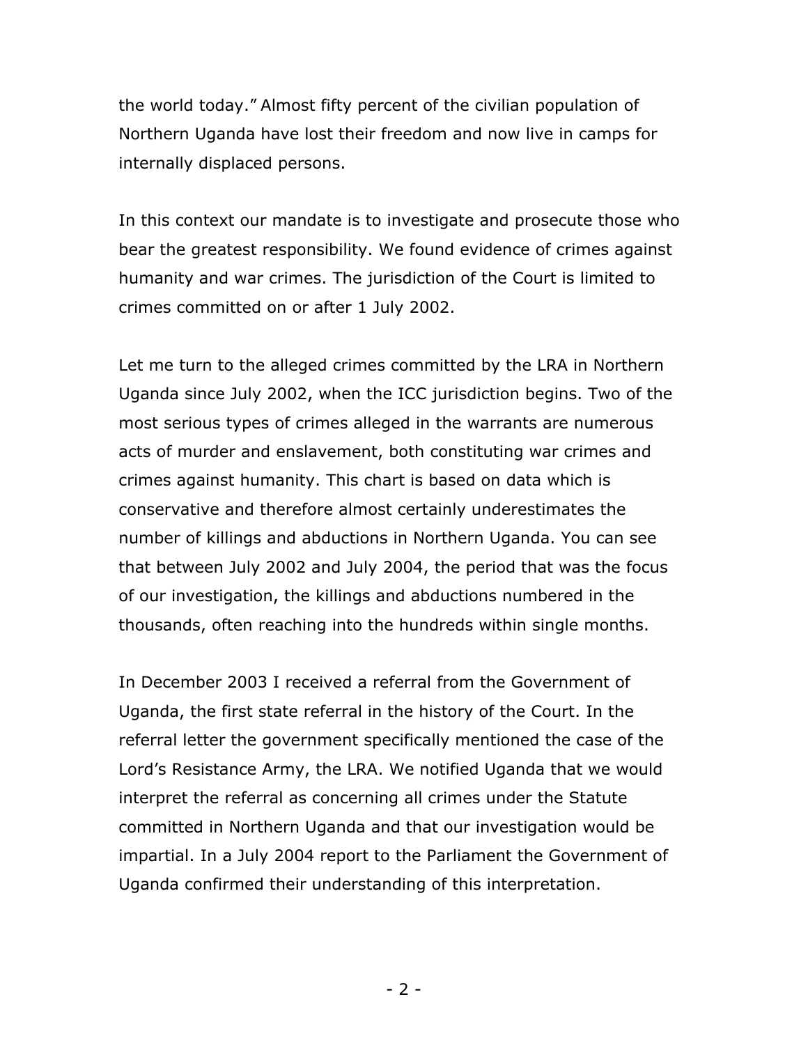the world today." Almost fifty percent of the civilian population of Northern Uganda have lost their freedom and now live in camps for internally displaced persons.

In this context our mandate is to investigate and prosecute those who bear the greatest responsibility. We found evidence of crimes against humanity and war crimes. The jurisdiction of the Court is limited to crimes committed on or after 1 July 2002.

Let me turn to the alleged crimes committed by the LRA in Northern Uganda since July 2002, when the ICC jurisdiction begins. Two of the most serious types of crimes alleged in the warrants are numerous acts of murder and enslavement, both constituting war crimes and crimes against humanity. This chart is based on data which is conservative and therefore almost certainly underestimates the number of killings and abductions in Northern Uganda. You can see that between July 2002 and July 2004, the period that was the focus of our investigation, the killings and abductions numbered in the thousands, often reaching into the hundreds within single months.

In December 2003 I received a referral from the Government of Uganda, the first state referral in the history of the Court. In the referral letter the government specifically mentioned the case of the Lord's Resistance Army, the LRA. We notified Uganda that we would interpret the referral as concerning all crimes under the Statute committed in Northern Uganda and that our investigation would be impartial. In a July 2004 report to the Parliament the Government of Uganda confirmed their understanding of this interpretation.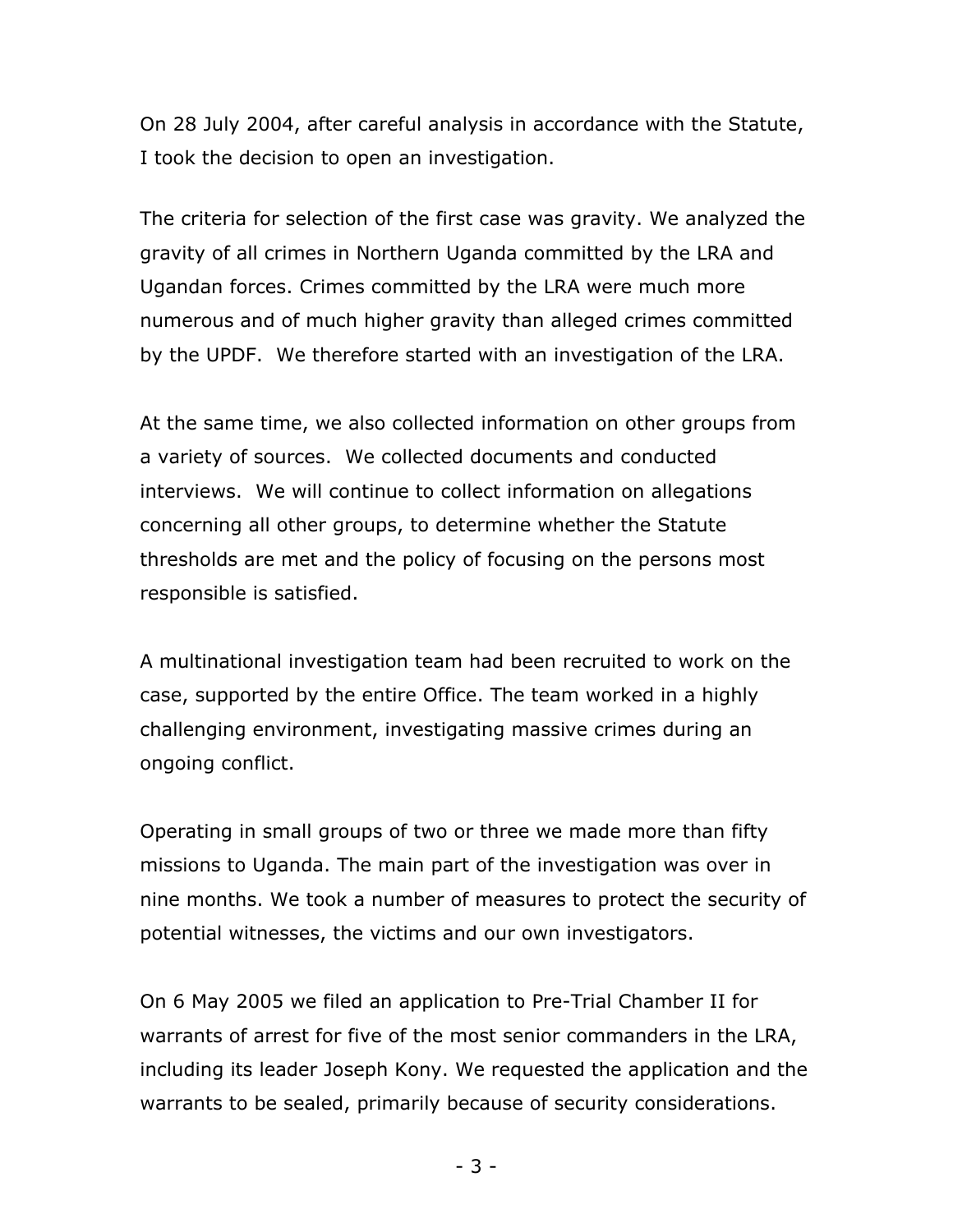On 28 July 2004, after careful analysis in accordance with the Statute, I took the decision to open an investigation.

The criteria for selection of the first case was gravity. We analyzed the gravity of all crimes in Northern Uganda committed by the LRA and Ugandan forces. Crimes committed by the LRA were much more numerous and of much higher gravity than alleged crimes committed by the UPDF. We therefore started with an investigation of the LRA.

At the same time, we also collected information on other groups from a variety of sources. We collected documents and conducted interviews. We will continue to collect information on allegations concerning all other groups, to determine whether the Statute thresholds are met and the policy of focusing on the persons most responsible is satisfied.

A multinational investigation team had been recruited to work on the case, supported by the entire Office. The team worked in a highly challenging environment, investigating massive crimes during an ongoing conflict.

Operating in small groups of two or three we made more than fifty missions to Uganda. The main part of the investigation was over in nine months. We took a number of measures to protect the security of potential witnesses, the victims and our own investigators.

On 6 May 2005 we filed an application to Pre-Trial Chamber II for warrants of arrest for five of the most senior commanders in the LRA, including its leader Joseph Kony. We requested the application and the warrants to be sealed, primarily because of security considerations.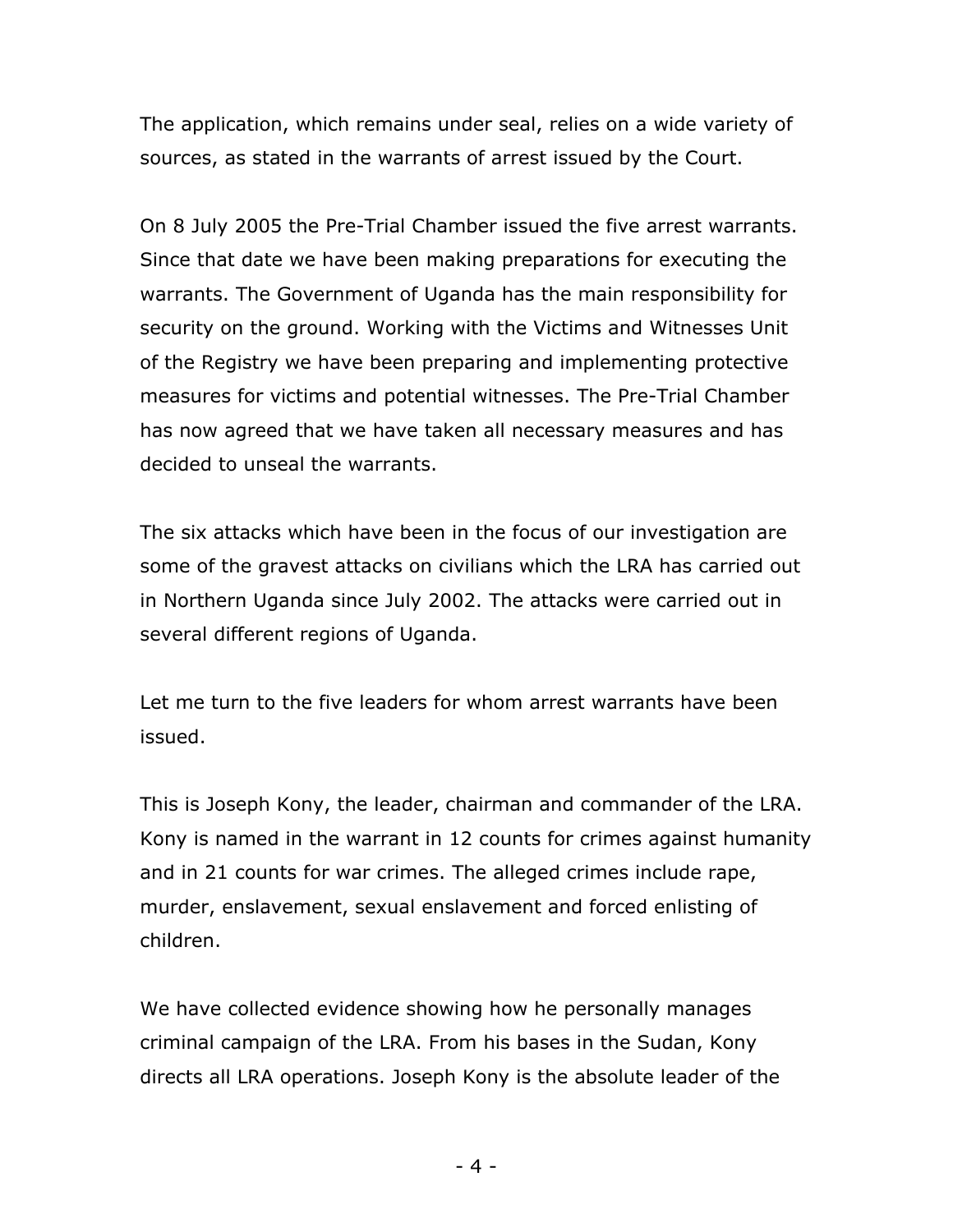The application, which remains under seal, relies on a wide variety of sources, as stated in the warrants of arrest issued by the Court.

On 8 July 2005 the Pre-Trial Chamber issued the five arrest warrants. Since that date we have been making preparations for executing the warrants. The Government of Uganda has the main responsibility for security on the ground. Working with the Victims and Witnesses Unit of the Registry we have been preparing and implementing protective measures for victims and potential witnesses. The Pre-Trial Chamber has now agreed that we have taken all necessary measures and has decided to unseal the warrants.

The six attacks which have been in the focus of our investigation are some of the gravest attacks on civilians which the LRA has carried out in Northern Uganda since July 2002. The attacks were carried out in several different regions of Uganda.

Let me turn to the five leaders for whom arrest warrants have been issued.

This is Joseph Kony, the leader, chairman and commander of the LRA. Kony is named in the warrant in 12 counts for crimes against humanity and in 21 counts for war crimes. The alleged crimes include rape, murder, enslavement, sexual enslavement and forced enlisting of children.

We have collected evidence showing how he personally manages criminal campaign of the LRA. From his bases in the Sudan, Kony directs all LRA operations. Joseph Kony is the absolute leader of the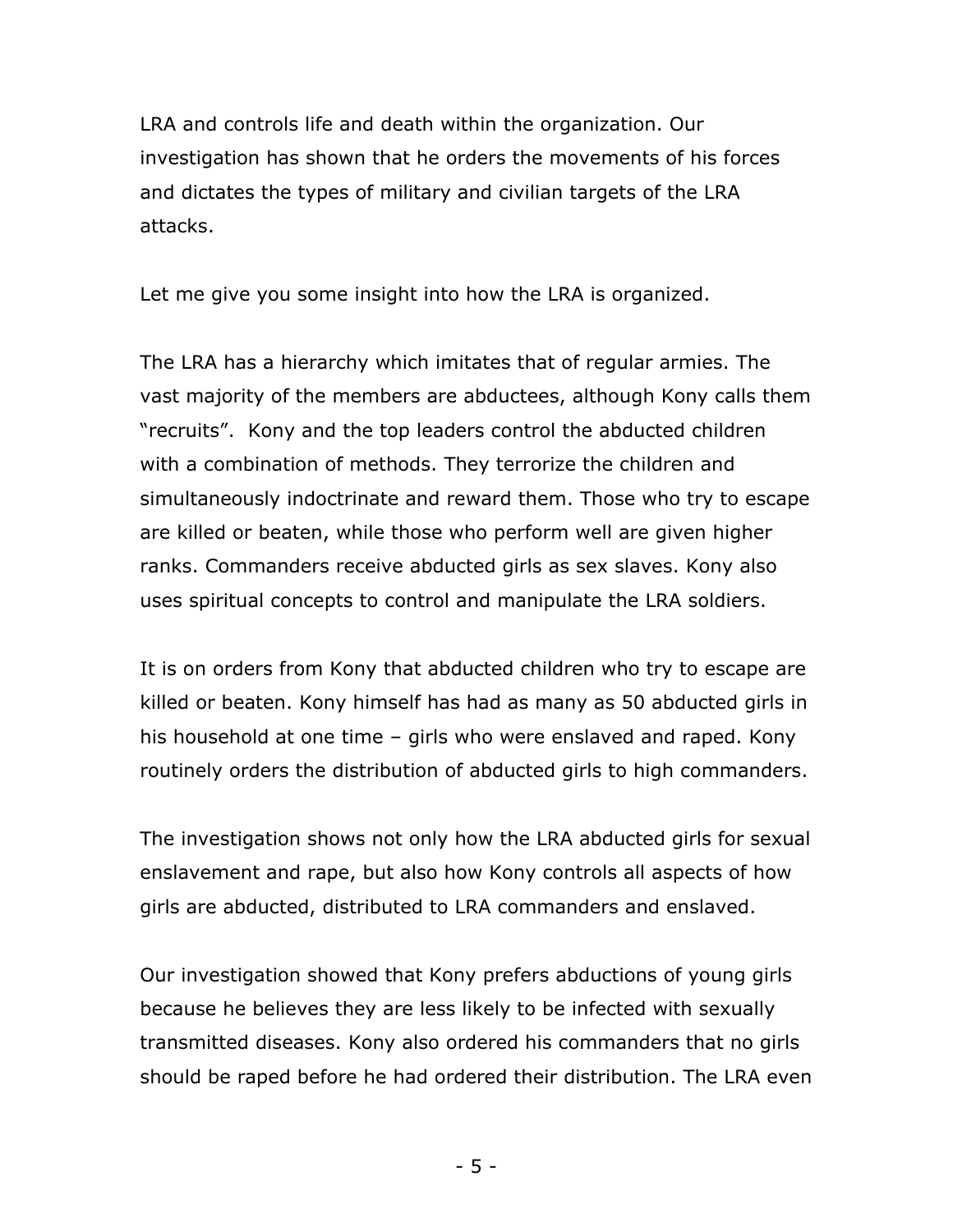LRA and controls life and death within the organization. Our investigation has shown that he orders the movements of his forces and dictates the types of military and civilian targets of the LRA attacks.

Let me give you some insight into how the LRA is organized.

The LRA has a hierarchy which imitates that of regular armies. The vast majority of the members are abductees, although Kony calls them "recruits". Kony and the top leaders control the abducted children with a combination of methods. They terrorize the children and simultaneously indoctrinate and reward them. Those who try to escape are killed or beaten, while those who perform well are given higher ranks. Commanders receive abducted girls as sex slaves. Kony also uses spiritual concepts to control and manipulate the LRA soldiers.

It is on orders from Kony that abducted children who try to escape are killed or beaten. Kony himself has had as many as 50 abducted girls in his household at one time – girls who were enslaved and raped. Kony routinely orders the distribution of abducted girls to high commanders.

The investigation shows not only how the LRA abducted girls for sexual enslavement and rape, but also how Kony controls all aspects of how girls are abducted, distributed to LRA commanders and enslaved.

Our investigation showed that Kony prefers abductions of young girls because he believes they are less likely to be infected with sexually transmitted diseases. Kony also ordered his commanders that no girls should be raped before he had ordered their distribution. The LRA even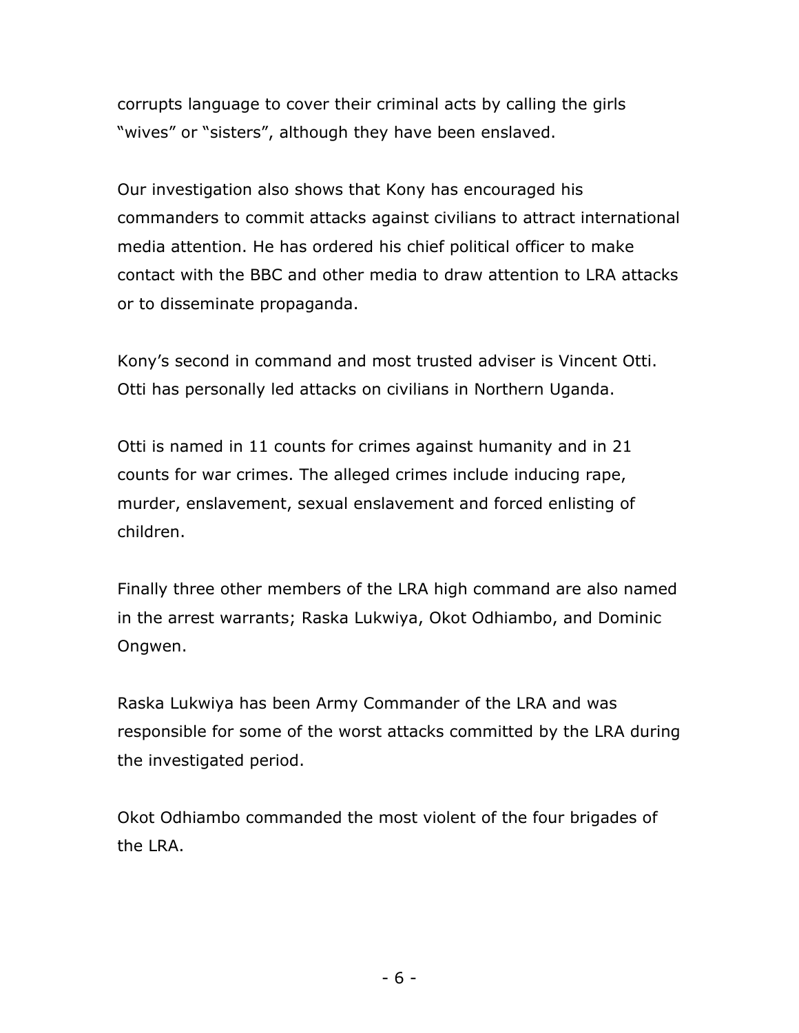corrupts language to cover their criminal acts by calling the girls "wives" or "sisters", although they have been enslaved.

Our investigation also shows that Kony has encouraged his commanders to commit attacks against civilians to attract international media attention. He has ordered his chief political officer to make contact with the BBC and other media to draw attention to LRA attacks or to disseminate propaganda.

Kony's second in command and most trusted adviser is Vincent Otti. Otti has personally led attacks on civilians in Northern Uganda.

Otti is named in 11 counts for crimes against humanity and in 21 counts for war crimes. The alleged crimes include inducing rape, murder, enslavement, sexual enslavement and forced enlisting of children.

Finally three other members of the LRA high command are also named in the arrest warrants; Raska Lukwiya, Okot Odhiambo, and Dominic Ongwen.

Raska Lukwiya has been Army Commander of the LRA and was responsible for some of the worst attacks committed by the LRA during the investigated period.

Okot Odhiambo commanded the most violent of the four brigades of the LRA.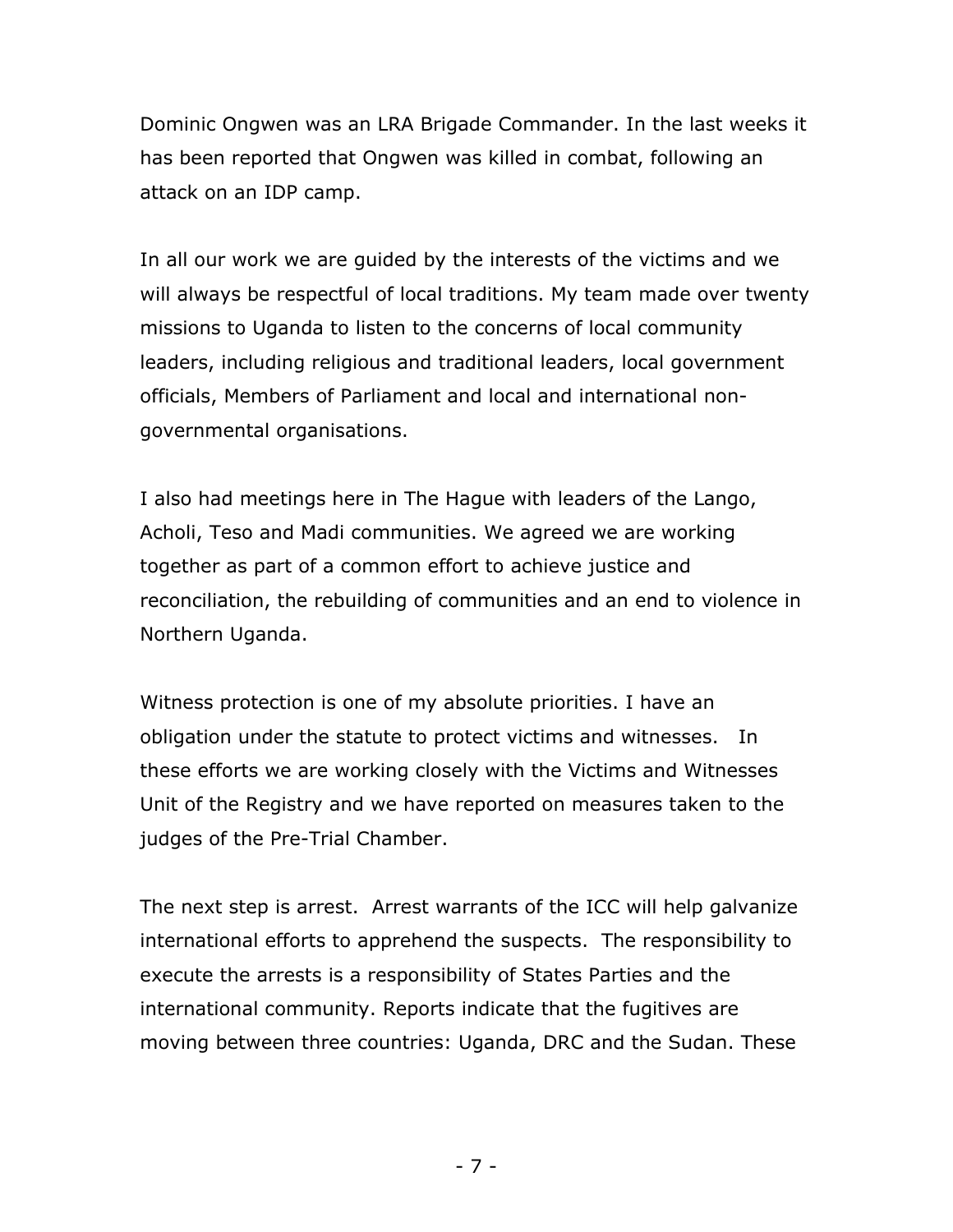Dominic Ongwen was an LRA Brigade Commander. In the last weeks it has been reported that Ongwen was killed in combat, following an attack on an IDP camp.

In all our work we are guided by the interests of the victims and we will always be respectful of local traditions. My team made over twenty missions to Uganda to listen to the concerns of local community leaders, including religious and traditional leaders, local government officials, Members of Parliament and local and international non-governmental organisations.

I also had meetings here in The Hague with leaders of the Lango, Acholi, Teso and Madi communities. We agreed we are working together as part of a common effort to achieve justice and reconciliation, the rebuilding of communities and an end to violence in Northern Uganda.

Witness protection is one of my absolute priorities. I have an obligation under the statute to protect victims and witnesses. In these efforts we are working closely with the Victims and Witnesses Unit of the Registry and we have reported on measures taken to the judges of the Pre-Trial Chamber.

The next step is arrest. Arrest warrants of the ICC will help galvanize international efforts to apprehend the suspects. The responsibility to execute the arrests is a responsibility of States Parties and the international community. Reports indicate that the fugitives are moving between three countries: Uganda, DRC and the Sudan. These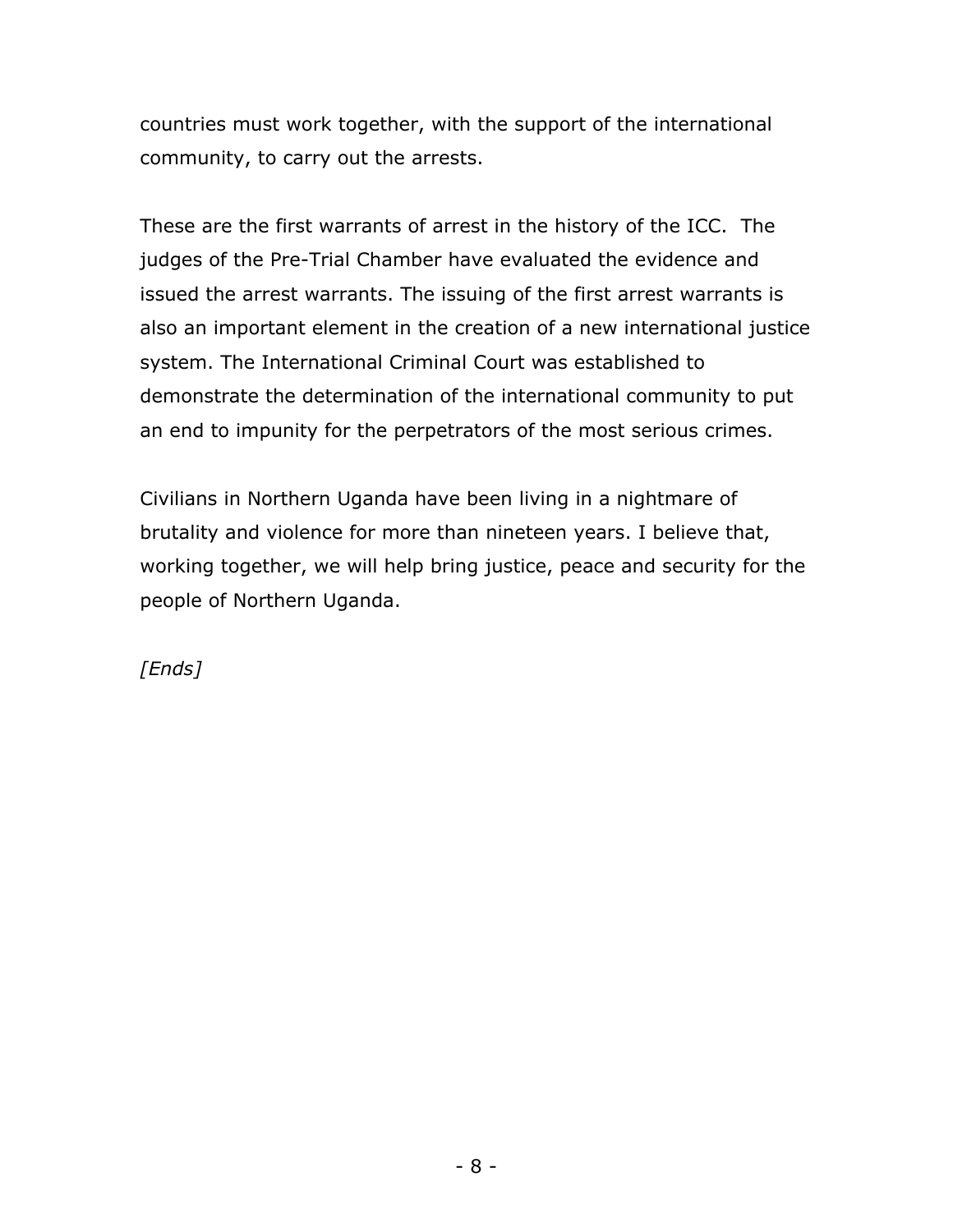countries must work together, with the support of the international community, to carry out the arrests.

These are the first warrants of arrest in the history of the ICC. The judges of the Pre-Trial Chamber have evaluated the evidence and issued the arrest warrants. The issuing of the first arrest warrants is also an important element in the creation of a new international justice system. The International Criminal Court was established to demonstrate the determination of the international community to put an end to impunity for the perpetrators of the most serious crimes.

Civilians in Northern Uganda have been living in a nightmare of brutality and violence for more than nineteen years. I believe that, working together, we will help bring justice, peace and security for the people of Northern Uganda.

*[Ends]*